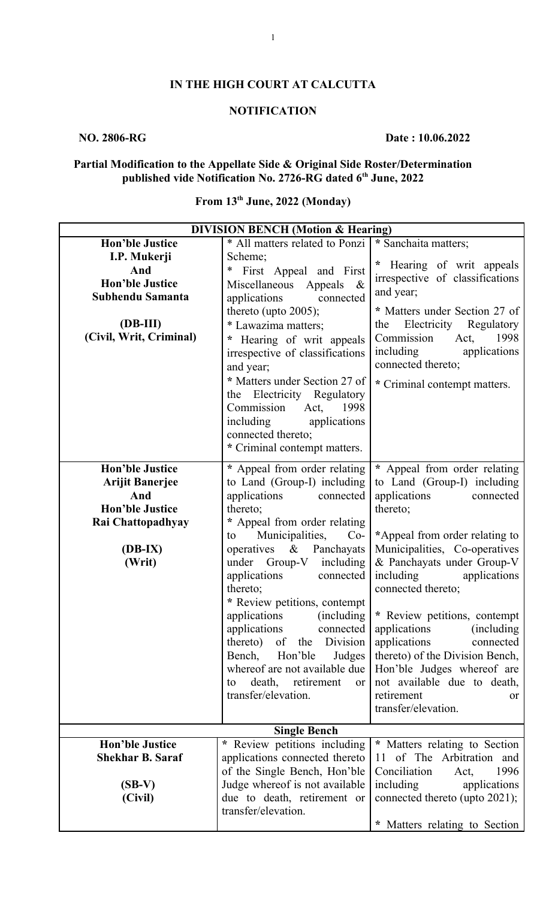**IN THE HIGH COURT AT CALCUTTA**

**NOTIFICATION**

**NO. 2806-RG** **Date : 10.06.2022**

**Partial Modification to the Appellate Side & Original Side Roster/Determination published vide Notification No. 2726-RG dated 6th June, 2022**

**From 13th June, 2022 (Monday)**

| **DIVISION BENCH (Motion & Hearing)** | | |
|---|---|---|
| **Hon'ble Justice I.P. Mukerji And Hon'ble Justice Subhendu Samanta**<br><br>**(DB-III)**<br>**(Civil, Writ, Criminal)** | * All matters related to Ponzi Scheme;<br>* First Appeal and First Miscellaneous Appeals & applications connected thereto (upto 2005);<br>* Lawazima matters;<br>* Hearing of writ appeals irrespective of classifications and year;<br>* Matters under Section 27 of the Electricity Regulatory Commission Act, 1998 including applications connected thereto;<br>* Criminal contempt matters. | * Sanchaita matters;<br>* Hearing of writ appeals irrespective of classifications and year;<br>* Matters under Section 27 of the Electricity Regulatory Commission Act, 1998 including applications connected thereto;<br>* Criminal contempt matters. |
| **Hon'ble Justice Arijit Banerjee And Hon'ble Justice Rai Chattopadhyay**<br><br>**(DB-IX)**<br>**(Writ)** | * Appeal from order relating to Land (Group-I) including applications connected thereto;<br>* Appeal from order relating to Municipalities, Co-operatives & Panchayats under Group-V including applications connected thereto;<br>* Review petitions, contempt applications (including applications connected thereto) of the Division Bench, Hon'ble Judges whereof are not available due to death, retirement or transfer/elevation. | * Appeal from order relating to Land (Group-I) including applications connected thereto;<br>*Appeal from order relating to Municipalities, Co-operatives & Panchayats under Group-V including applications connected thereto;<br>* Review petitions, contempt applications (including applications connected thereto) of the Division Bench, Hon'ble Judges whereof are not available due to death, retirement or transfer/elevation. |
| **Single Bench** | | |
| **Hon'ble Justice Shekhar B. Saraf**<br><br>**(SB-V)**<br>**(Civil)** | * Review petitions including applications connected thereto of the Single Bench, Hon'ble Judge whereof is not available due to death, retirement or transfer/elevation. | * Matters relating to Section 11 of The Arbitration and Conciliation Act, 1996 including applications connected thereto (upto 2021);<br>* Matters relating to Section |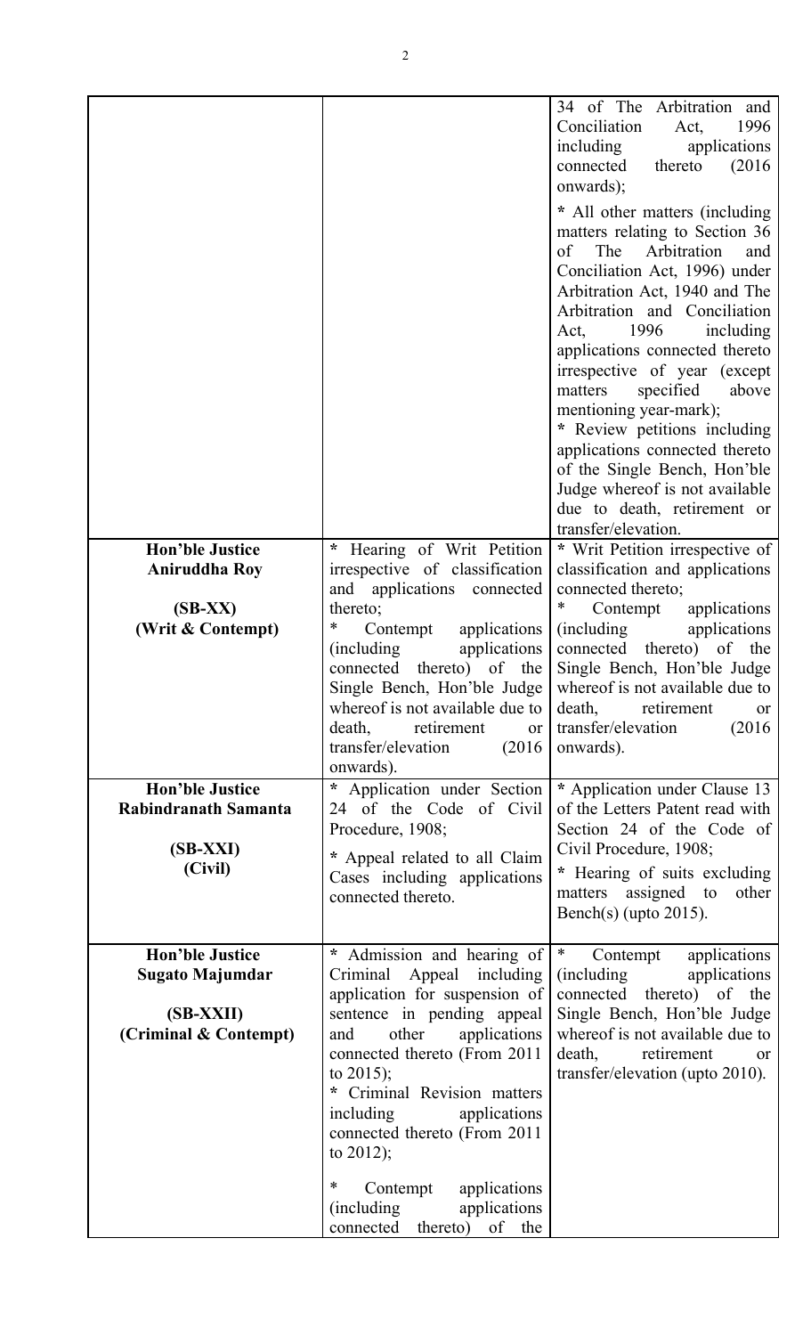| | | |
|---|---|---|
| | | 34 of The Arbitration and Conciliation Act, 1996 including applications connected thereto (2016 onwards);<br><br>* All other matters (including matters relating to Section 36 of The Arbitration and Conciliation Act, 1996) under Arbitration Act, 1940 and The Arbitration and Conciliation Act, 1996 including applications connected thereto irrespective of year (except matters specified above mentioning year-mark);<br>* Review petitions including applications connected thereto of the Single Bench, Hon'ble Judge whereof is not available due to death, retirement or transfer/elevation. |
| **Hon'ble Justice Aniruddha Roy**<br><br>**(SB-XX)**<br>**(Writ & Contempt)** | * Hearing of Writ Petition irrespective of classification and applications connected thereto;<br>* Contempt applications (including applications connected thereto) of the Single Bench, Hon'ble Judge whereof is not available due to death, retirement or transfer/elevation (2016 onwards). | * Writ Petition irrespective of classification and applications connected thereto;<br>* Contempt applications (including applications connected thereto) of the Single Bench, Hon'ble Judge whereof is not available due to death, retirement or transfer/elevation (2016 onwards). |
| **Hon'ble Justice Rabindranath Samanta**<br><br>**(SB-XXI)**<br>**(Civil)** | * Application under Section 24 of the Code of Civil Procedure, 1908;<br><br>* Appeal related to all Claim Cases including applications connected thereto. | * Application under Clause 13 of the Letters Patent read with Section 24 of the Code of Civil Procedure, 1908;<br><br>* Hearing of suits excluding matters assigned to other Bench(s) (upto 2015). |
| **Hon'ble Justice Sugato Majumdar**<br><br>**(SB-XXII)**<br>**(Criminal & Contempt)** | * Admission and hearing of Criminal Appeal including application for suspension of sentence in pending appeal and other applications connected thereto (From 2011 to 2015);<br>* Criminal Revision matters including applications connected thereto (From 2011 to 2012);<br><br>* Contempt applications (including applications connected thereto) of the | * Contempt applications (including applications connected thereto) of the Single Bench, Hon'ble Judge whereof is not available due to death, retirement or transfer/elevation (upto 2010). |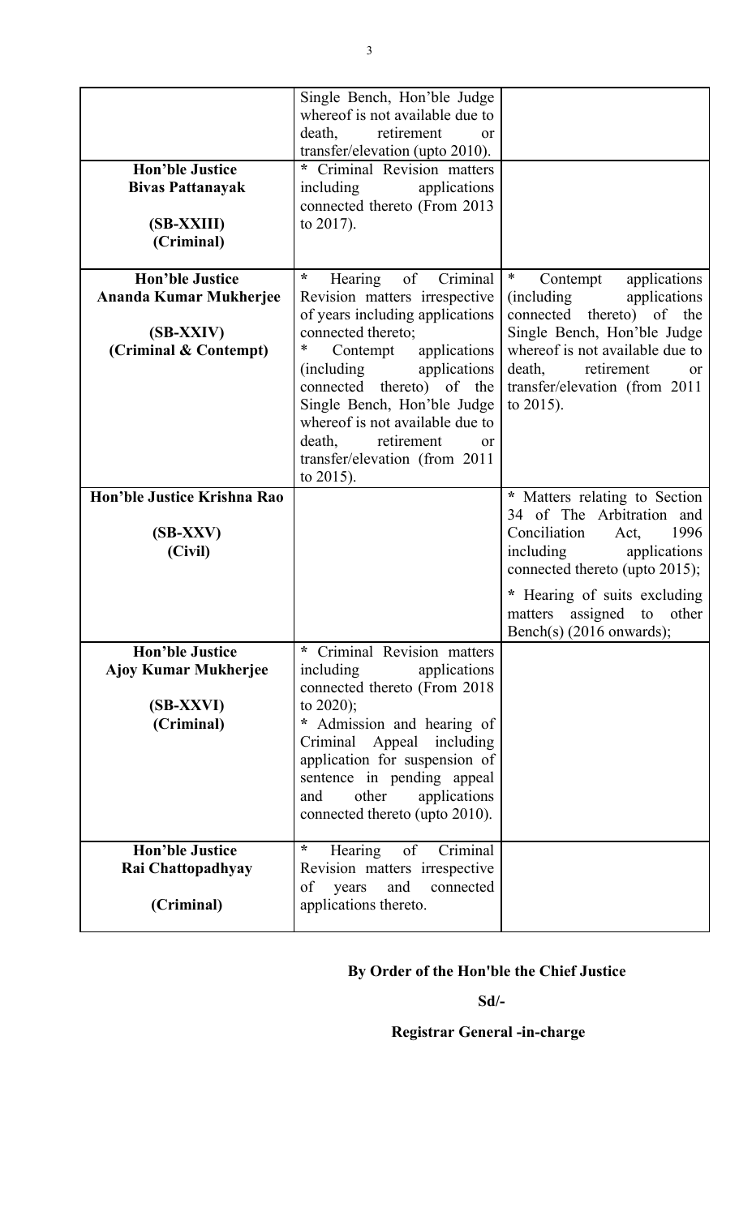| | | |
|---|---|---|
| | Single Bench, Hon'ble Judge whereof is not available due to death, retirement or transfer/elevation (upto 2010). | |
| **Hon'ble Justice Bivas Pattanayak** <br> **(SB-XXIII)** <br> **(Criminal)** | * Criminal Revision matters including applications connected thereto (From 2013 to 2017). | |
| **Hon'ble Justice Ananda Kumar Mukherjee** <br> **(SB-XXIV)** <br> **(Criminal & Contempt)** | * Hearing of Criminal Revision matters irrespective of years including applications connected thereto; <br> * Contempt applications (including applications connected thereto) of the Single Bench, Hon'ble Judge whereof is not available due to death, retirement or transfer/elevation (from 2011 to 2015). | * Contempt applications (including applications connected thereto) of the Single Bench, Hon'ble Judge whereof is not available due to death, retirement or transfer/elevation (from 2011 to 2015). |
| **Hon'ble Justice Krishna Rao** <br> **(SB-XXV)** <br> **(Civil)** | | * Matters relating to Section 34 of The Arbitration and Conciliation Act, 1996 including applications connected thereto (upto 2015); <br> * Hearing of suits excluding matters assigned to other Bench(s) (2016 onwards); |
| **Hon'ble Justice Ajoy Kumar Mukherjee** <br> **(SB-XXVI)** <br> **(Criminal)** | * Criminal Revision matters including applications connected thereto (From 2018 to 2020); <br> * Admission and hearing of Criminal Appeal including application for suspension of sentence in pending appeal and other applications connected thereto (upto 2010). | |
| **Hon'ble Justice Rai Chattopadhyay** <br> **(Criminal)** | * Hearing of Criminal Revision matters irrespective of years and connected applications thereto. | |

**By Order of the Hon'ble the Chief Justice**

**Sd/-**

**Registrar General -in-charge**